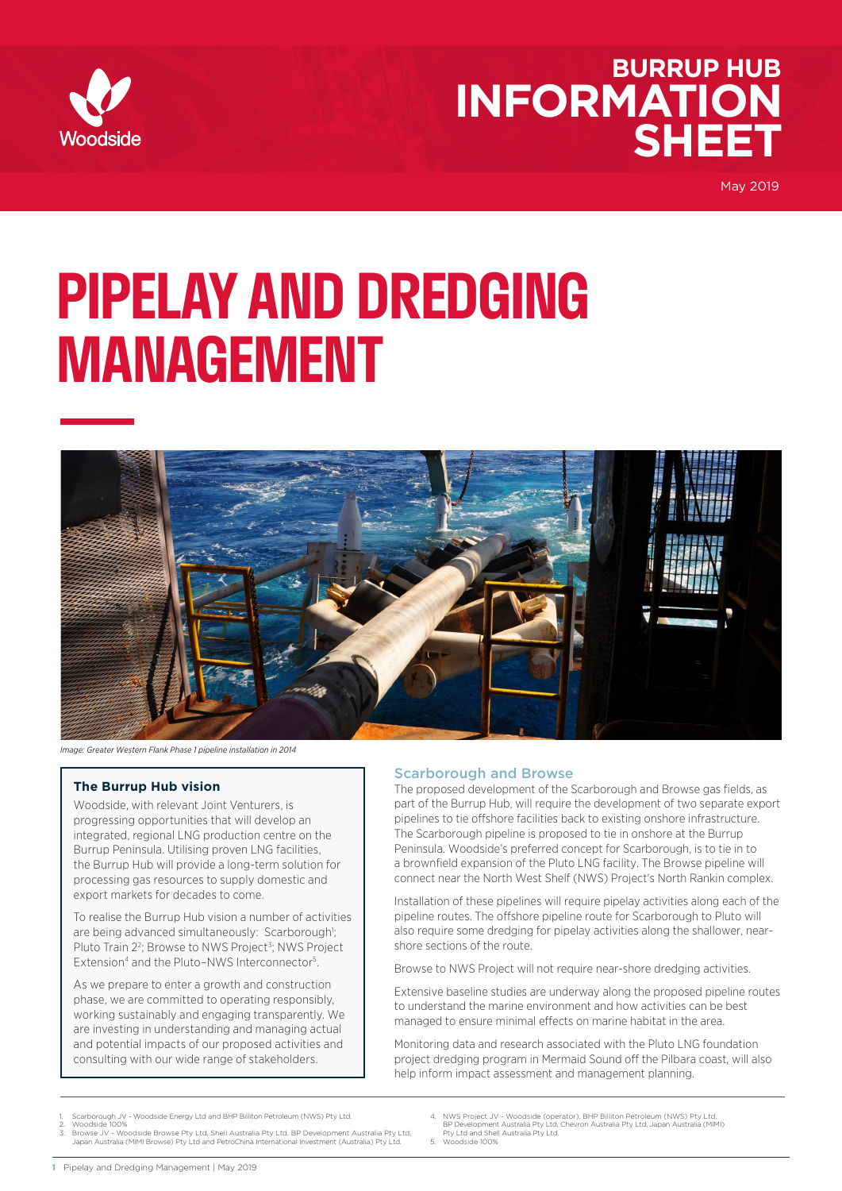# BURRUP HUB INFORMATION SHEET

May 2019

# PIPELAY AND DREDGING MANAGEMENT

*Image: Greater Western Flank Phase 1 pipeline installation in 2014*

### The Burrup Hub vision

Woodside, with relevant Joint Venturers, is progressing opportunities that will develop an integrated, regional LNG production centre on the Burrup Peninsula. Utilising proven LNG facilities, the Burrup Hub will provide a long-term solution for processing gas resources to supply domestic and export markets for decades to come.

To realise the Burrup Hub vision a number of activities are being advanced simultaneously: Scarborough[1]; Pluto Train 2[2]; Browse to NWS Project[3]; NWS Project Extension[4] and the Pluto–NWS Interconnector[5].

As we prepare to enter a growth and construction phase, we are committed to operating responsibly, working sustainably and engaging transparently. We are investing in understanding and managing actual and potential impacts of our proposed activities and consulting with our wide range of stakeholders.

## Scarborough and Browse

The proposed development of the Scarborough and Browse gas fields, as part of the Burrup Hub, will require the development of two separate export pipelines to tie offshore facilities back to existing onshore infrastructure. The Scarborough pipeline is proposed to tie in onshore at the Burrup Peninsula. Woodside's preferred concept for Scarborough, is to tie in to a brownfield expansion of the Pluto LNG facility. The Browse pipeline will connect near the North West Shelf (NWS) Project's North Rankin complex.

Installation of these pipelines will require pipelay activities along each of the pipeline routes. The offshore pipeline route for Scarborough to Pluto will also require some dredging for pipelay activities along the shallower, near-shore sections of the route.

Browse to NWS Project will not require near-shore dredging activities.

Extensive baseline studies are underway along the proposed pipeline routes to understand the marine environment and how activities can be best managed to ensure minimal effects on marine habitat in the area.

Monitoring data and research associated with the Pluto LNG foundation project dredging program in Mermaid Sound off the Pilbara coast, will also help inform impact assessment and management planning.

1. Scarborough JV - Woodside Energy Ltd and BHP Billiton Petroleum (NWS) Pty Ltd.
2. Woodside 100%
3. Browse JV - Woodside Browse Pty Ltd, Shell Australia Pty Ltd, BP Development Australia Pty Ltd, Japan Australia (MIMI Browse) Pty Ltd and PetroChina International Investment (Australia) Pty Ltd.
4. NWS Project JV - Woodside (operator), BHP Billiton Petroleum (NWS) Pty Ltd, BP Development Australia Pty Ltd, Chevron Australia Pty Ltd, Japan Australia (MIMI) Pty Ltd and Shell Australia Pty Ltd.
5. Woodside 100%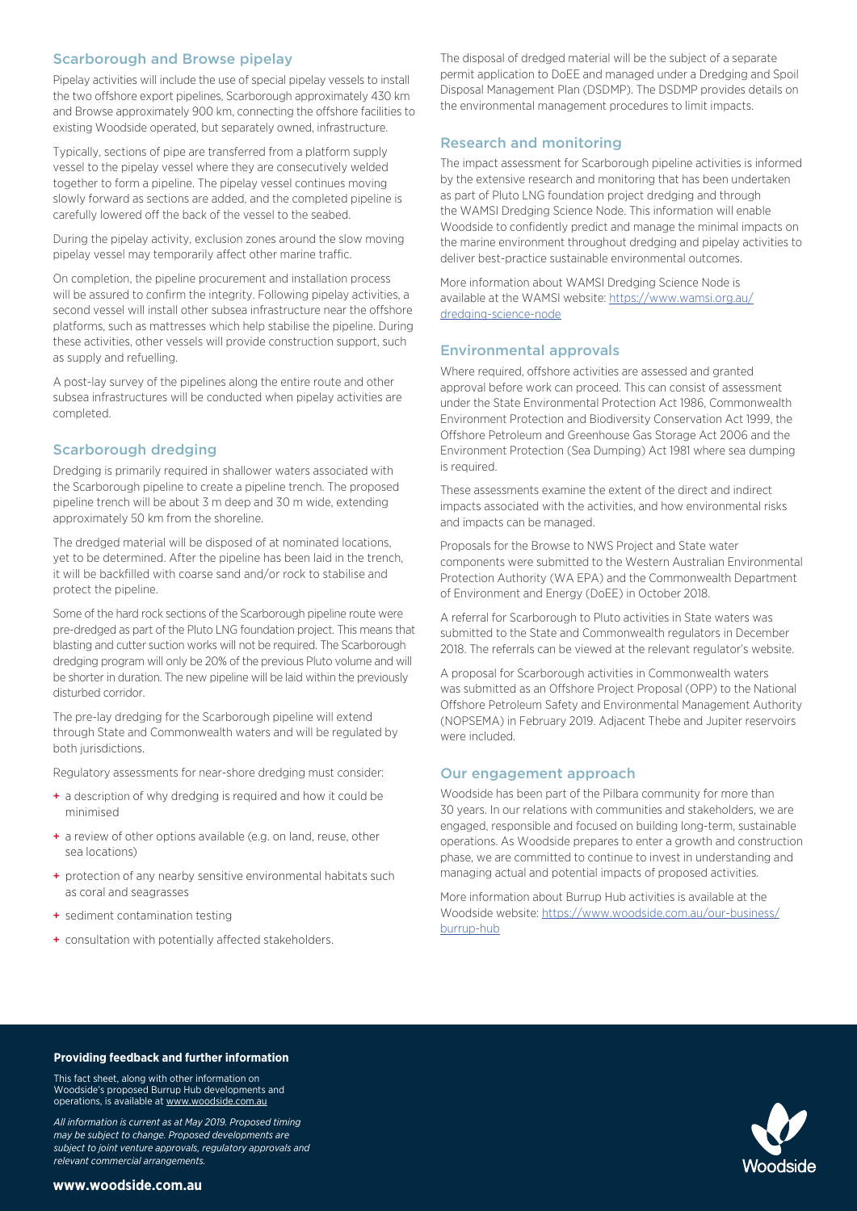## Scarborough and Browse pipelay

Pipelay activities will include the use of special pipelay vessels to install the two offshore export pipelines, Scarborough approximately 430 km and Browse approximately 900 km, connecting the offshore facilities to existing Woodside operated, but separately owned, infrastructure.

Typically, sections of pipe are transferred from a platform supply vessel to the pipelay vessel where they are consecutively welded together to form a pipeline. The pipelay vessel continues moving slowly forward as sections are added, and the completed pipeline is carefully lowered off the back of the vessel to the seabed.

During the pipelay activity, exclusion zones around the slow moving pipelay vessel may temporarily affect other marine traffic.

On completion, the pipeline procurement and installation process will be assured to confirm the integrity. Following pipelay activities, a second vessel will install other subsea infrastructure near the offshore platforms, such as mattresses which help stabilise the pipeline. During these activities, other vessels will provide construction support, such as supply and refuelling.

A post-lay survey of the pipelines along the entire route and other subsea infrastructures will be conducted when pipelay activities are completed.

## Scarborough dredging

Dredging is primarily required in shallower waters associated with the Scarborough pipeline to create a pipeline trench. The proposed pipeline trench will be about 3 m deep and 30 m wide, extending approximately 50 km from the shoreline.

The dredged material will be disposed of at nominated locations, yet to be determined. After the pipeline has been laid in the trench, it will be backfilled with coarse sand and/or rock to stabilise and protect the pipeline.

Some of the hard rock sections of the Scarborough pipeline route were pre-dredged as part of the Pluto LNG foundation project. This means that blasting and cutter suction works will not be required. The Scarborough dredging program will only be 20% of the previous Pluto volume and will be shorter in duration. The new pipeline will be laid within the previously disturbed corridor.

The pre-lay dredging for the Scarborough pipeline will extend through State and Commonwealth waters and will be regulated by both jurisdictions.

Regulatory assessments for near-shore dredging must consider:

+ a description of why dredging is required and how it could be minimised
+ a review of other options available (e.g. on land, reuse, other sea locations)
+ protection of any nearby sensitive environmental habitats such as coral and seagrasses
+ sediment contamination testing
+ consultation with potentially affected stakeholders.

The disposal of dredged material will be the subject of a separate permit application to DoEE and managed under a Dredging and Spoil Disposal Management Plan (DSDMP). The DSDMP provides details on the environmental management procedures to limit impacts.

## Research and monitoring

The impact assessment for Scarborough pipeline activities is informed by the extensive research and monitoring that has been undertaken as part of Pluto LNG foundation project dredging and through the WAMSI Dredging Science Node. This information will enable Woodside to confidently predict and manage the minimal impacts on the marine environment throughout dredging and pipelay activities to deliver best-practice sustainable environmental outcomes.

More information about WAMSI Dredging Science Node is available at the WAMSI website: https://www.wamsi.org.au/dredging-science-node

## Environmental approvals

Where required, offshore activities are assessed and granted approval before work can proceed. This can consist of assessment under the State Environmental Protection Act 1986, Commonwealth Environment Protection and Biodiversity Conservation Act 1999, the Offshore Petroleum and Greenhouse Gas Storage Act 2006 and the Environment Protection (Sea Dumping) Act 1981 where sea dumping is required.

These assessments examine the extent of the direct and indirect impacts associated with the activities, and how environmental risks and impacts can be managed.

Proposals for the Browse to NWS Project and State water components were submitted to the Western Australian Environmental Protection Authority (WA EPA) and the Commonwealth Department of Environment and Energy (DoEE) in October 2018.

A referral for Scarborough to Pluto activities in State waters was submitted to the State and Commonwealth regulators in December 2018. The referrals can be viewed at the relevant regulator's website.

A proposal for Scarborough activities in Commonwealth waters was submitted as an Offshore Project Proposal (OPP) to the National Offshore Petroleum Safety and Environmental Management Authority (NOPSEMA) in February 2019. Adjacent Thebe and Jupiter reservoirs were included.

## Our engagement approach

Woodside has been part of the Pilbara community for more than 30 years. In our relations with communities and stakeholders, we are engaged, responsible and focused on building long-term, sustainable operations. As Woodside prepares to enter a growth and construction phase, we are committed to continue to invest in understanding and managing actual and potential impacts of proposed activities.

More information about Burrup Hub activities is available at the Woodside website: https://www.woodside.com.au/our-business/burrup-hub

**Providing feedback and further information**

This fact sheet, along with other information on Woodside's proposed Burrup Hub developments and operations, is available at www.woodside.com.au

*All information is current as at May 2019. Proposed timing may be subject to change. Proposed developments are subject to joint venture approvals, regulatory approvals and relevant commercial arrangements.*

Woodside

**www.woodside.com.au**